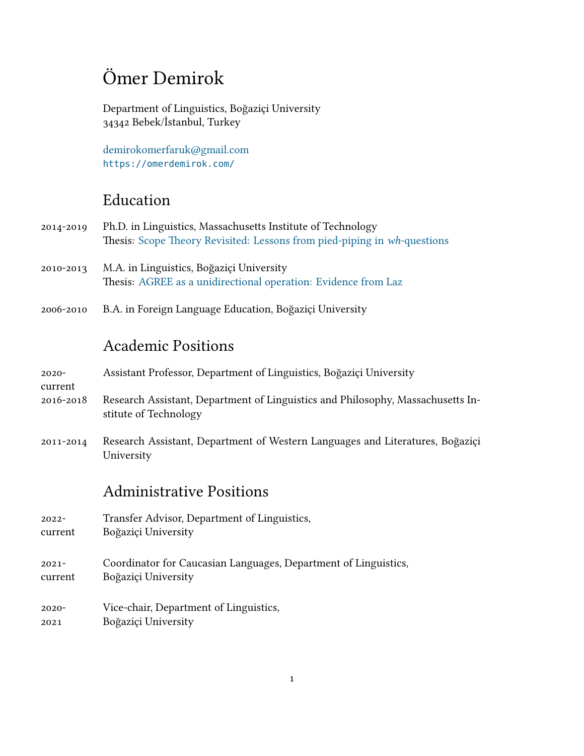# Ömer Demirok

Department of Linguistics, Boğaziçi University
34342 Bebek/İstanbul, Turkey

demirokomerfaruk@gmail.com
https://omerdemirok.com/

## Education

2014-2019 Ph.D. in Linguistics, Massachusetts Institute of Technology
Thesis: Scope Theory Revisited: Lessons from pied-piping in *wh*-questions

2010-2013 M.A. in Linguistics, Boğaziçi University
Thesis: AGREE as a unidirectional operation: Evidence from Laz

2006-2010 B.A. in Foreign Language Education, Boğaziçi University

## Academic Positions

2020-current Assistant Professor, Department of Linguistics, Boğaziçi University

2016-2018 Research Assistant, Department of Linguistics and Philosophy, Massachusetts Institute of Technology

2011-2014 Research Assistant, Department of Western Languages and Literatures, Boğaziçi University

## Administrative Positions

2022-current Transfer Advisor, Department of Linguistics, Boğaziçi University

2021-current Coordinator for Caucasian Languages, Department of Linguistics, Boğaziçi University

2020-2021 Vice-chair, Department of Linguistics, Boğaziçi University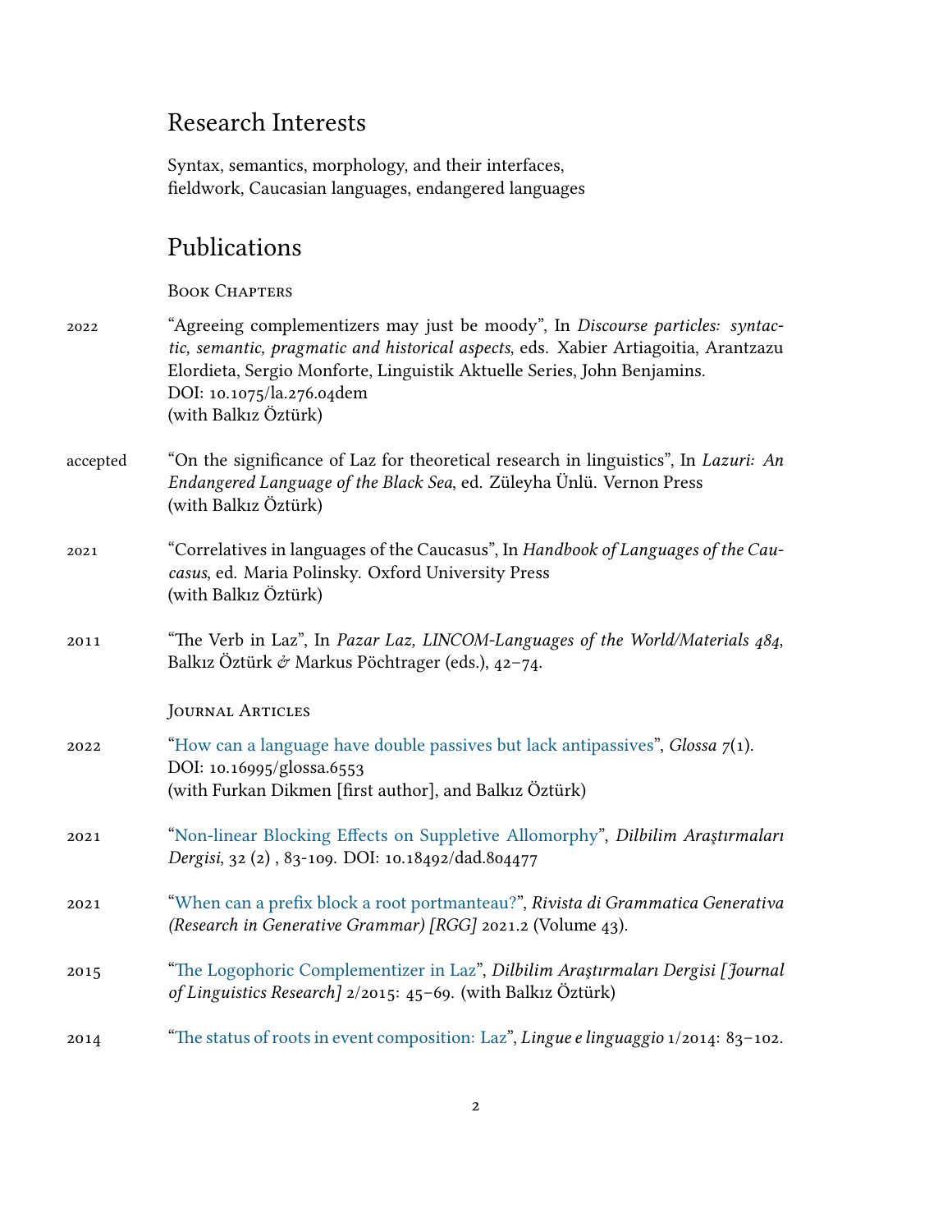## Research Interests

Syntax, semantics, morphology, and their interfaces,
fieldwork, Caucasian languages, endangered languages

## Publications

### Book Chapters

2022 “Agreeing complementizers may just be moody”, In *Discourse particles: syntactic, semantic, pragmatic and historical aspects*, eds. Xabier Artiagoitia, Arantzazu Elordieta, Sergio Monforte, Linguistik Aktuelle Series, John Benjamins.
DOI: 10.1075/la.276.04dem
(with Balkız Öztürk)

accepted “On the significance of Laz for theoretical research in linguistics”, In *Lazuri: An Endangered Language of the Black Sea*, ed. Züleyha Ünlü. Vernon Press
(with Balkız Öztürk)

2021 “Correlatives in languages of the Caucasus”, In *Handbook of Languages of the Caucasus*, ed. Maria Polinsky. Oxford University Press
(with Balkız Öztürk)

2011 “The Verb in Laz”, In *Pazar Laz, LINCOM-Languages of the World/Materials 484*, Balkız Öztürk *&* Markus Pöchtrager (eds.), 42–74.

### Journal Articles

2022 “How can a language have double passives but lack antipassives”, *Glossa* 7(1).
DOI: 10.16995/glossa.6553
(with Furkan Dikmen [first author], and Balkız Öztürk)

2021 “Non-linear Blocking Effects on Suppletive Allomorphy”, *Dilbilim Araştırmaları Dergisi*, 32 (2) , 83-109. DOI: 10.18492/dad.804477

2021 “When can a prefix block a root portmanteau?”, *Rivista di Grammatica Generativa (Research in Generative Grammar) [RGG]* 2021.2 (Volume 43).

2015 “The Logophoric Complementizer in Laz”, *Dilbilim Araştırmaları Dergisi [Journal of Linguistics Research]* 2/2015: 45–69. (with Balkız Öztürk)

2014 “The status of roots in event composition: Laz”, *Lingue e linguaggio* 1/2014: 83–102.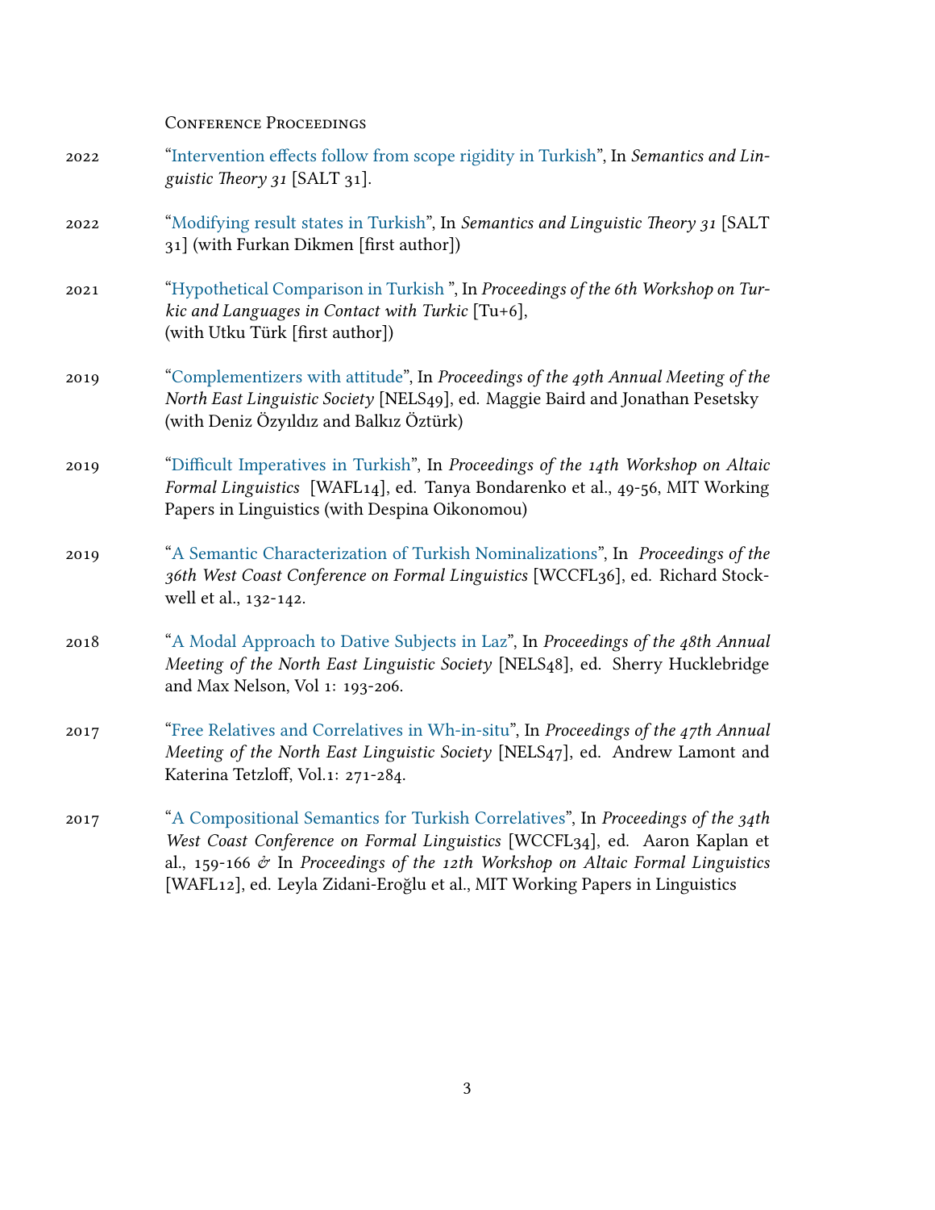### Conference Proceedings

2022 "Intervention effects follow from scope rigidity in Turkish", In *Semantics and Linguistic Theory 31* [SALT 31].

2022 "Modifying result states in Turkish", In *Semantics and Linguistic Theory 31* [SALT 31] (with Furkan Dikmen [first author])

2021 "Hypothetical Comparison in Turkish ", In *Proceedings of the 6th Workshop on Turkic and Languages in Contact with Turkic* [Tu+6], (with Utku Türk [first author])

2019 "Complementizers with attitude", In *Proceedings of the 49th Annual Meeting of the North East Linguistic Society* [NELS49], ed. Maggie Baird and Jonathan Pesetsky (with Deniz Özyıldız and Balkız Öztürk)

2019 "Difficult Imperatives in Turkish", In *Proceedings of the 14th Workshop on Altaic Formal Linguistics* [WAFL14], ed. Tanya Bondarenko et al., 49-56, MIT Working Papers in Linguistics (with Despina Oikonomou)

2019 "A Semantic Characterization of Turkish Nominalizations", In *Proceedings of the 36th West Coast Conference on Formal Linguistics* [WCCFL36], ed. Richard Stockwell et al., 132-142.

2018 "A Modal Approach to Dative Subjects in Laz", In *Proceedings of the 48th Annual Meeting of the North East Linguistic Society* [NELS48], ed. Sherry Hucklebridge and Max Nelson, Vol 1: 193-206.

2017 "Free Relatives and Correlatives in Wh-in-situ", In *Proceedings of the 47th Annual Meeting of the North East Linguistic Society* [NELS47], ed. Andrew Lamont and Katerina Tetzloff, Vol.1: 271-284.

2017 "A Compositional Semantics for Turkish Correlatives", In *Proceedings of the 34th West Coast Conference on Formal Linguistics* [WCCFL34], ed. Aaron Kaplan et al., 159-166 *&* In *Proceedings of the 12th Workshop on Altaic Formal Linguistics* [WAFL12], ed. Leyla Zidani-Eroğlu et al., MIT Working Papers in Linguistics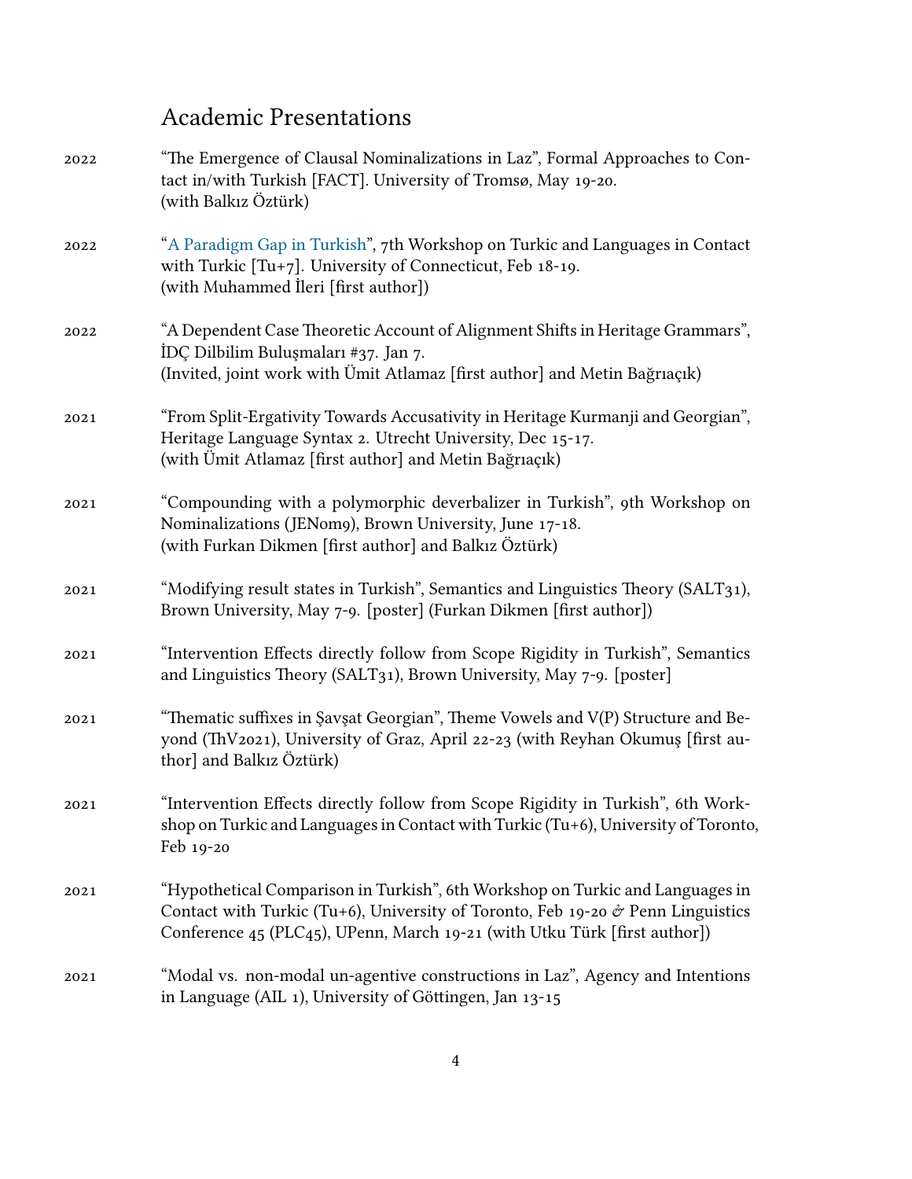## Academic Presentations

2022 "The Emergence of Clausal Nominalizations in Laz", Formal Approaches to Contact in/with Turkish [FACT]. University of Tromsø, May 19-20. (with Balkız Öztürk)

2022 "A Paradigm Gap in Turkish", 7th Workshop on Turkic and Languages in Contact with Turkic [Tu+7]. University of Connecticut, Feb 18-19. (with Muhammed İleri [first author])

2022 "A Dependent Case Theoretic Account of Alignment Shifts in Heritage Grammars", İDÇ Dilbilim Buluşmaları #37. Jan 7. (Invited, joint work with Ümit Atlamaz [first author] and Metin Bağrıaçık)

2021 "From Split-Ergativity Towards Accusativity in Heritage Kurmanji and Georgian", Heritage Language Syntax 2. Utrecht University, Dec 15-17. (with Ümit Atlamaz [first author] and Metin Bağrıaçık)

2021 "Compounding with a polymorphic deverbalizer in Turkish", 9th Workshop on Nominalizations (JENom9), Brown University, June 17-18. (with Furkan Dikmen [first author] and Balkız Öztürk)

2021 "Modifying result states in Turkish", Semantics and Linguistics Theory (SALT31), Brown University, May 7-9. [poster] (Furkan Dikmen [first author])

2021 "Intervention Effects directly follow from Scope Rigidity in Turkish", Semantics and Linguistics Theory (SALT31), Brown University, May 7-9. [poster]

2021 "Thematic suffixes in Şavşat Georgian", Theme Vowels and V(P) Structure and Beyond (ThV2021), University of Graz, April 22-23 (with Reyhan Okumuş [first author] and Balkız Öztürk)

2021 "Intervention Effects directly follow from Scope Rigidity in Turkish", 6th Workshop on Turkic and Languages in Contact with Turkic (Tu+6), University of Toronto, Feb 19-20

2021 "Hypothetical Comparison in Turkish", 6th Workshop on Turkic and Languages in Contact with Turkic (Tu+6), University of Toronto, Feb 19-20 & Penn Linguistics Conference 45 (PLC45), UPenn, March 19-21 (with Utku Türk [first author])

2021 "Modal vs. non-modal un-agentive constructions in Laz", Agency and Intentions in Language (AIL 1), University of Göttingen, Jan 13-15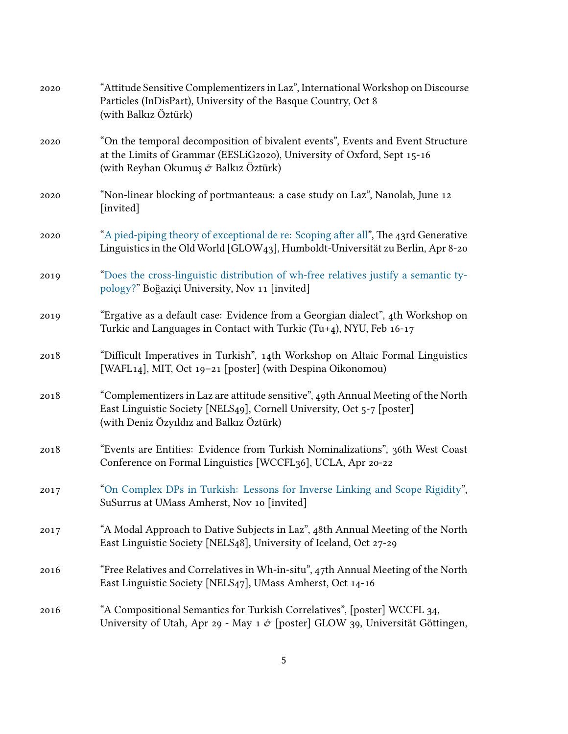2020 “Attitude Sensitive Complementizers in Laz”, International Workshop on Discourse Particles (InDisPart), University of the Basque Country, Oct 8 (with Balkız Öztürk)

2020 “On the temporal decomposition of bivalent events”, Events and Event Structure at the Limits of Grammar (EESLiG2020), University of Oxford, Sept 15-16 (with Reyhan Okumuş & Balkız Öztürk)

2020 “Non-linear blocking of portmanteaus: a case study on Laz”, Nanolab, June 12 [invited]

2020 “A pied-piping theory of exceptional de re: Scoping after all”, The 43rd Generative Linguistics in the Old World [GLOW43], Humboldt-Universität zu Berlin, Apr 8-20

2019 “Does the cross-linguistic distribution of wh-free relatives justify a semantic typology?” Boğaziçi University, Nov 11 [invited]

2019 “Ergative as a default case: Evidence from a Georgian dialect”, 4th Workshop on Turkic and Languages in Contact with Turkic (Tu+4), NYU, Feb 16-17

2018 “Difficult Imperatives in Turkish”, 14th Workshop on Altaic Formal Linguistics [WAFL14], MIT, Oct 19–21 [poster] (with Despina Oikonomou)

2018 “Complementizers in Laz are attitude sensitive”, 49th Annual Meeting of the North East Linguistic Society [NELS49], Cornell University, Oct 5-7 [poster] (with Deniz Özyıldız and Balkız Öztürk)

2018 “Events are Entities: Evidence from Turkish Nominalizations”, 36th West Coast Conference on Formal Linguistics [WCCFL36], UCLA, Apr 20-22

2017 “On Complex DPs in Turkish: Lessons for Inverse Linking and Scope Rigidity”, SuSurrus at UMass Amherst, Nov 10 [invited]

2017 “A Modal Approach to Dative Subjects in Laz”, 48th Annual Meeting of the North East Linguistic Society [NELS48], University of Iceland, Oct 27-29

2016 “Free Relatives and Correlatives in Wh-in-situ”, 47th Annual Meeting of the North East Linguistic Society [NELS47], UMass Amherst, Oct 14-16

2016 “A Compositional Semantics for Turkish Correlatives”, [poster] WCCFL 34, University of Utah, Apr 29 - May 1 & [poster] GLOW 39, Universität Göttingen,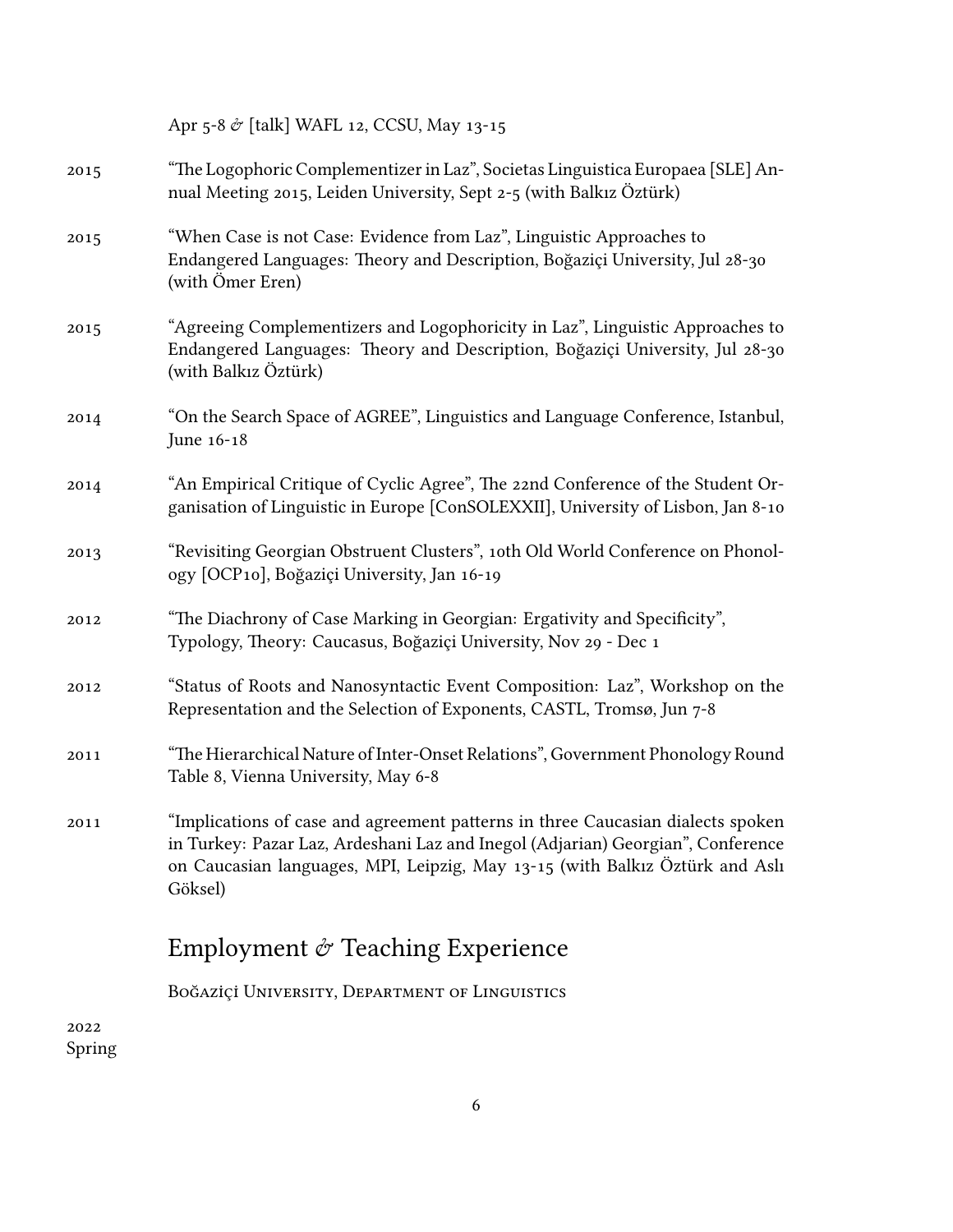Apr 5-8 & [talk] WAFL 12, CCSU, May 13-15

2015 "The Logophoric Complementizer in Laz", Societas Linguistica Europaea [SLE] Annual Meeting 2015, Leiden University, Sept 2-5 (with Balkız Öztürk)

2015 "When Case is not Case: Evidence from Laz", Linguistic Approaches to Endangered Languages: Theory and Description, Boğaziçi University, Jul 28-30 (with Ömer Eren)

2015 "Agreeing Complementizers and Logophoricity in Laz", Linguistic Approaches to Endangered Languages: Theory and Description, Boğaziçi University, Jul 28-30 (with Balkız Öztürk)

2014 "On the Search Space of AGREE", Linguistics and Language Conference, Istanbul, June 16-18

2014 "An Empirical Critique of Cyclic Agree", The 22nd Conference of the Student Organisation of Linguistic in Europe [ConSOLEXXII], University of Lisbon, Jan 8-10

2013 "Revisiting Georgian Obstruent Clusters", 10th Old World Conference on Phonology [OCP10], Boğaziçi University, Jan 16-19

2012 "The Diachrony of Case Marking in Georgian: Ergativity and Specificity", Typology, Theory: Caucasus, Boğaziçi University, Nov 29 - Dec 1

2012 "Status of Roots and Nanosyntactic Event Composition: Laz", Workshop on the Representation and the Selection of Exponents, CASTL, Tromsø, Jun 7-8

2011 "The Hierarchical Nature of Inter-Onset Relations", Government Phonology Round Table 8, Vienna University, May 6-8

2011 "Implications of case and agreement patterns in three Caucasian dialects spoken in Turkey: Pazar Laz, Ardeshani Laz and Inegol (Adjarian) Georgian", Conference on Caucasian languages, MPI, Leipzig, May 13-15 (with Balkız Öztürk and Aslı Göksel)

## Employment & Teaching Experience

Boğaziçi University, Department of Linguistics

2022 Spring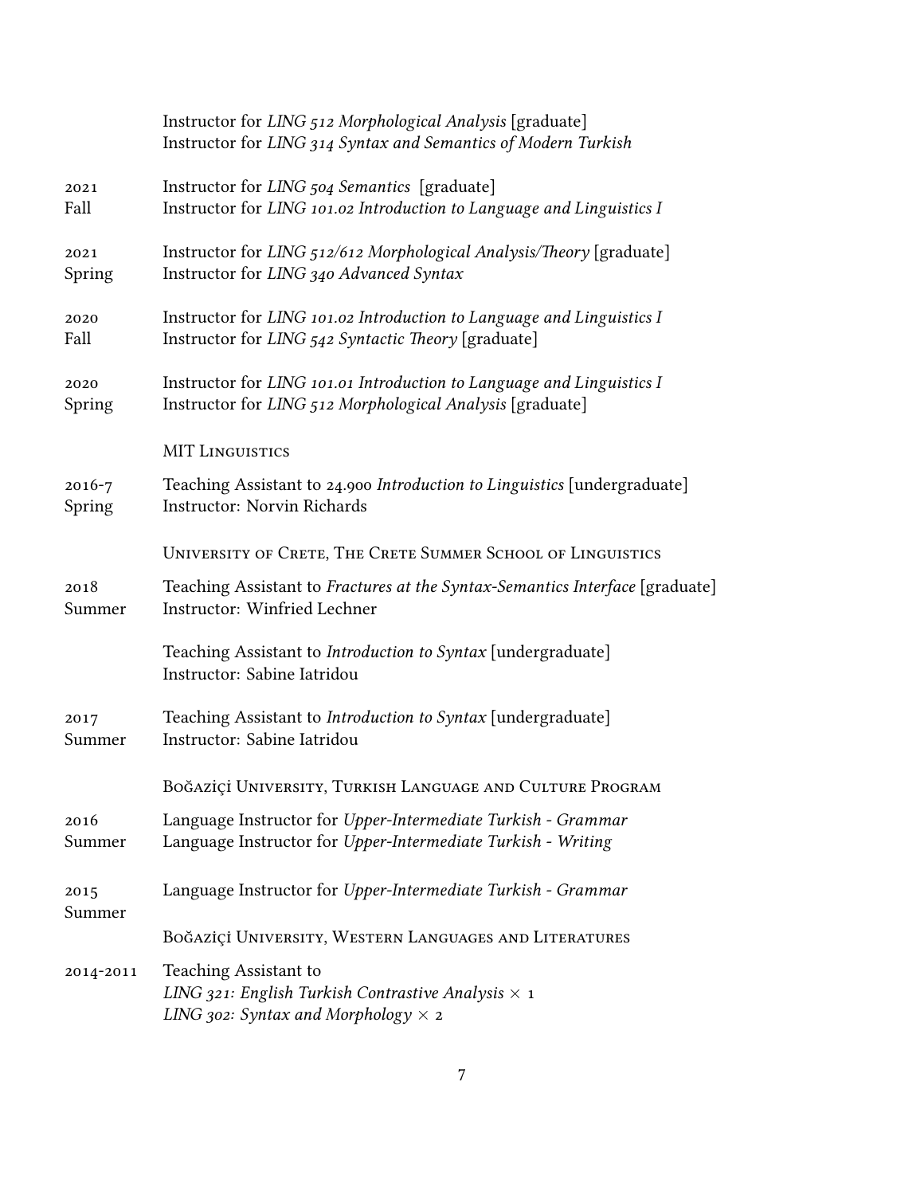| | |
|---|---|
| | Instructor for *LING 512 Morphological Analysis* [graduate]<br>Instructor for *LING 314 Syntax and Semantics of Modern Turkish* |
| 2021<br>Fall | Instructor for *LING 504 Semantics* [graduate]<br>Instructor for *LING 101.02 Introduction to Language and Linguistics I* |
| 2021<br>Spring | Instructor for *LING 512/612 Morphological Analysis/Theory* [graduate]<br>Instructor for *LING 340 Advanced Syntax* |
| 2020<br>Fall | Instructor for *LING 101.02 Introduction to Language and Linguistics I*<br>Instructor for *LING 542 Syntactic Theory* [graduate] |
| 2020<br>Spring | Instructor for *LING 101.01 Introduction to Language and Linguistics I*<br>Instructor for *LING 512 Morphological Analysis* [graduate] |

MIT Linguistics

| | |
|---|---|
| 2016-7<br>Spring | Teaching Assistant to 24.900 *Introduction to Linguistics* [undergraduate]<br>Instructor: Norvin Richards |

University of Crete, The Crete Summer School of Linguistics

| | |
|---|---|
| 2018<br>Summer | Teaching Assistant to *Fractures at the Syntax-Semantics Interface* [graduate]<br>Instructor: Winfried Lechner |
| | Teaching Assistant to *Introduction to Syntax* [undergraduate]<br>Instructor: Sabine Iatridou |
| 2017<br>Summer | Teaching Assistant to *Introduction to Syntax* [undergraduate]<br>Instructor: Sabine Iatridou |

Boğaziçi University, Turkish Language and Culture Program

| | |
|---|---|
| 2016<br>Summer | Language Instructor for *Upper-Intermediate Turkish - Grammar*<br>Language Instructor for *Upper-Intermediate Turkish - Writing* |
| 2015<br>Summer | Language Instructor for *Upper-Intermediate Turkish - Grammar* |

Boğaziçi University, Western Languages and Literatures

| | |
|---|---|
| 2014-2011 | Teaching Assistant to<br>*LING 321: English Turkish Contrastive Analysis* × 1<br>*LING 302: Syntax and Morphology* × 2 |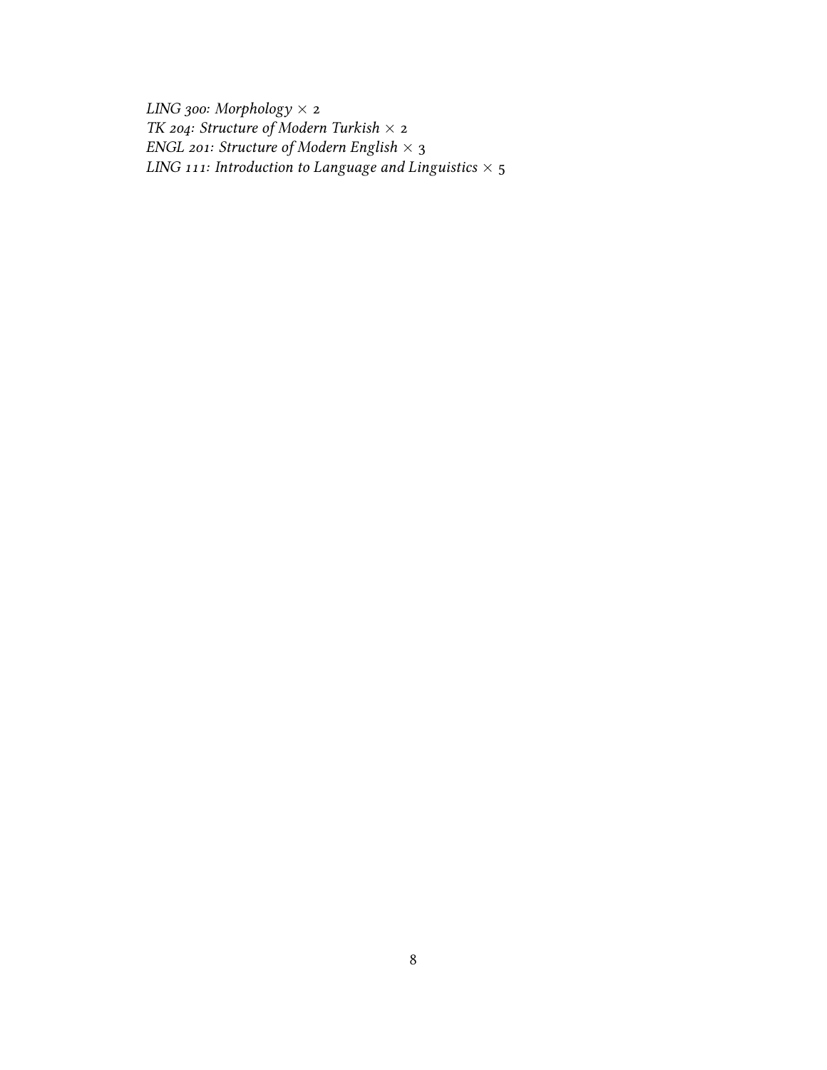*LING 300: Morphology* $\times$ 2  
*TK 204: Structure of Modern Turkish* $\times$ 2  
*ENGL 201: Structure of Modern English* $\times$ 3  
*LING 111: Introduction to Language and Linguistics* $\times$ 5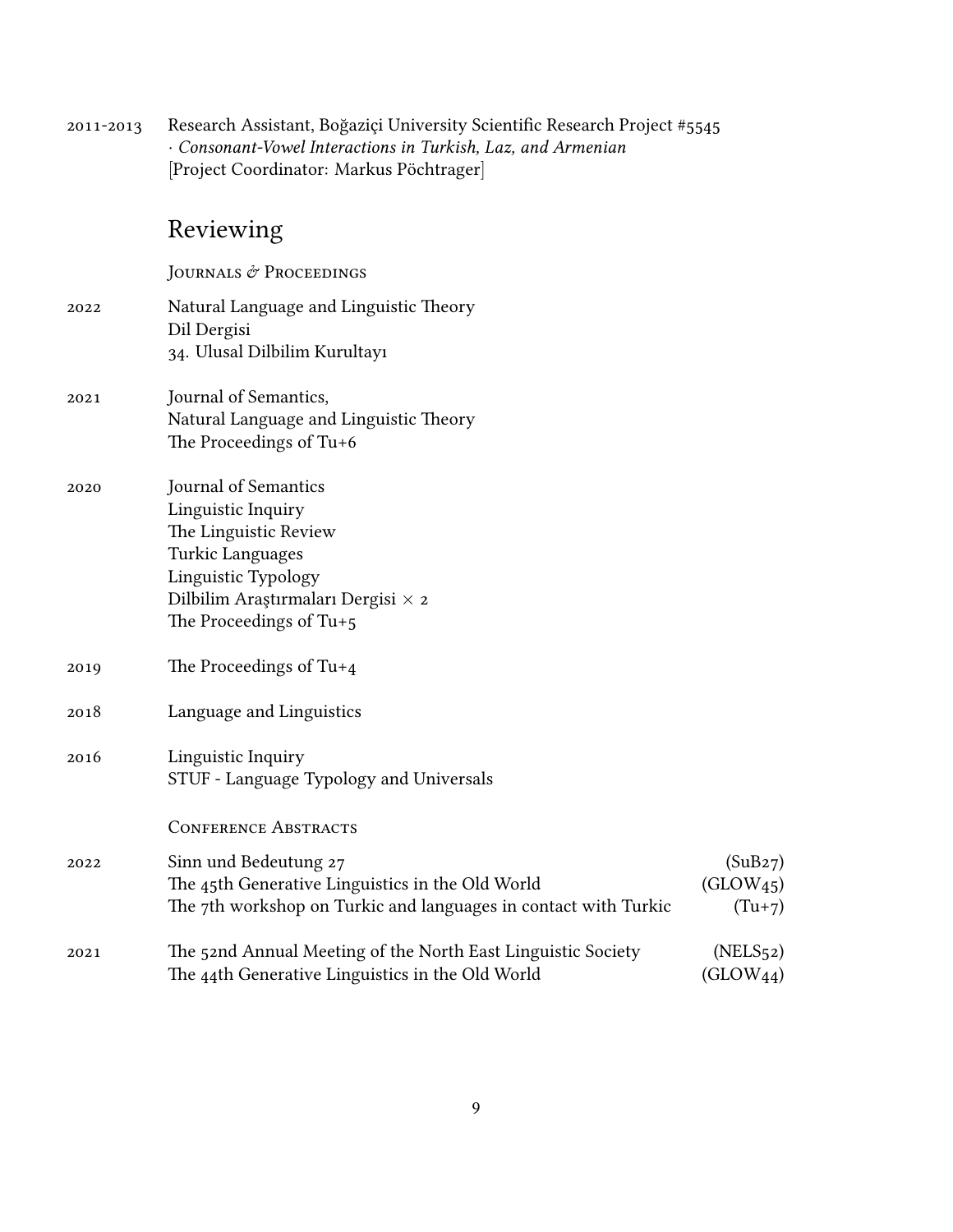2011-2013 Research Assistant, Boğaziçi University Scientific Research Project #5545
· *Consonant-Vowel Interactions in Turkish, Laz, and Armenian*
[Project Coordinator: Markus Pöchtrager]

## Reviewing

Journals & Proceedings

2022 Natural Language and Linguistic Theory
Dil Dergisi
34. Ulusal Dilbilim Kurultayı

2021 Journal of Semantics,
Natural Language and Linguistic Theory
The Proceedings of Tu+6

2020 Journal of Semantics
Linguistic Inquiry
The Linguistic Review
Turkic Languages
Linguistic Typology
Dilbilim Araştırmaları Dergisi × 2
The Proceedings of Tu+5

2019 The Proceedings of Tu+4

2018 Language and Linguistics

2016 Linguistic Inquiry
STUF - Language Typology and Universals

Conference Abstracts

2022 Sinn und Bedeutung 27 (SuB27)
The 45th Generative Linguistics in the Old World (GLOW45)
The 7th workshop on Turkic and languages in contact with Turkic (Tu+7)

2021 The 52nd Annual Meeting of the North East Linguistic Society (NELS52)
The 44th Generative Linguistics in the Old World (GLOW44)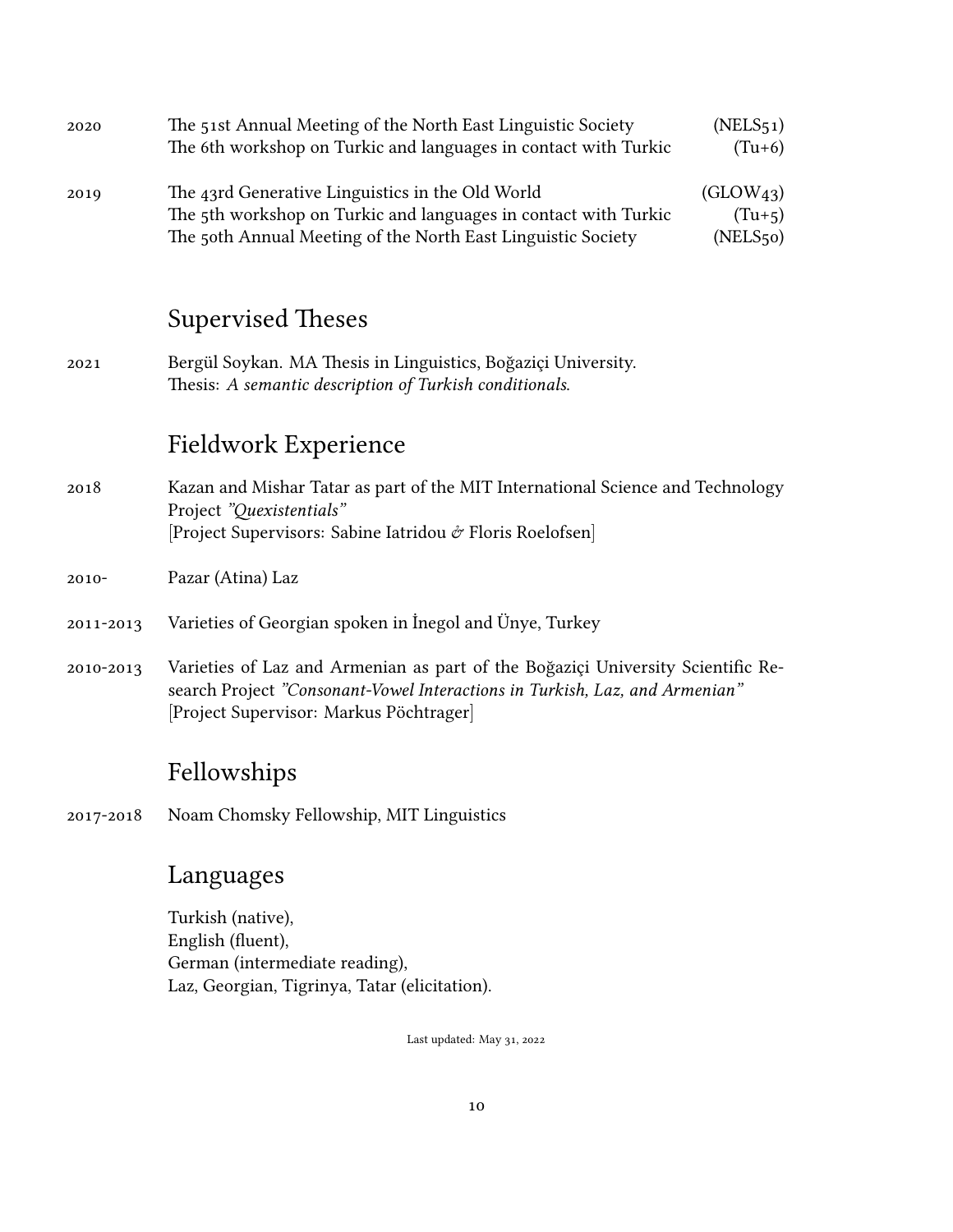| | | |
|---|---|---|
| 2020 | The 51st Annual Meeting of the North East Linguistic Society | (NELS51) |
| | The 6th workshop on Turkic and languages in contact with Turkic | (Tu+6) |
| 2019 | The 43rd Generative Linguistics in the Old World | (GLOW43) |
| | The 5th workshop on Turkic and languages in contact with Turkic | (Tu+5) |
| | The 50th Annual Meeting of the North East Linguistic Society | (NELS50) |

## Supervised Theses

2021 — Bergül Soykan. MA Thesis in Linguistics, Boğaziçi University.
Thesis: *A semantic description of Turkish conditionals*.

## Fieldwork Experience

2018 — Kazan and Mishar Tatar as part of the MIT International Science and Technology Project *"Quexistentials"*
[Project Supervisors: Sabine Iatridou *&* Floris Roelofsen]

2010- — Pazar (Atina) Laz

2011-2013 — Varieties of Georgian spoken in İnegol and Ünye, Turkey

2010-2013 — Varieties of Laz and Armenian as part of the Boğaziçi University Scientific Research Project *"Consonant-Vowel Interactions in Turkish, Laz, and Armenian"*
[Project Supervisor: Markus Pöchtrager]

## Fellowships

2017-2018 — Noam Chomsky Fellowship, MIT Linguistics

## Languages

Turkish (native),
English (fluent),
German (intermediate reading),
Laz, Georgian, Tigrinya, Tatar (elicitation).

Last updated: May 31, 2022